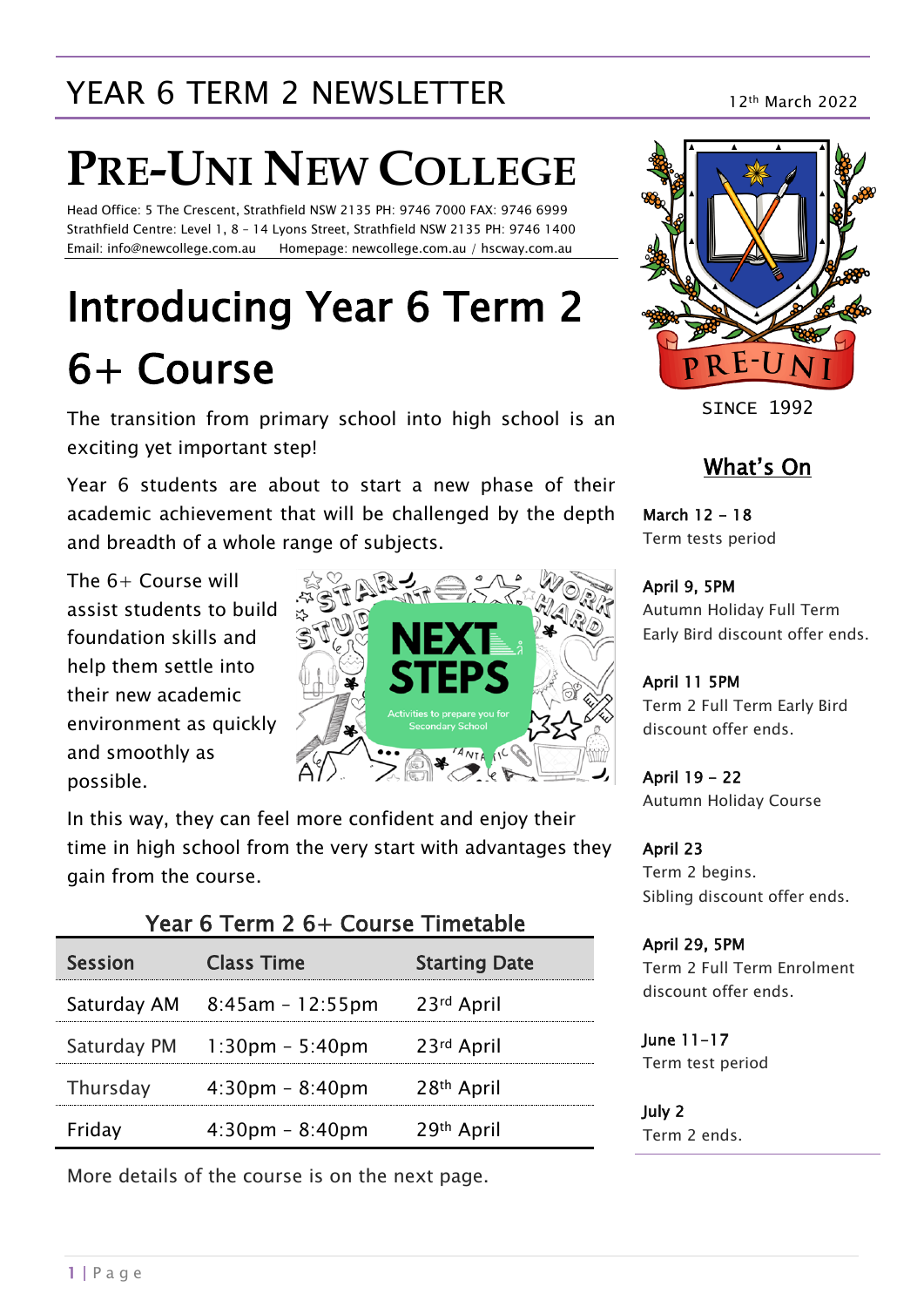# YEAR 6 TERM 2 NEWSLETTER

12th March 2022

# PRE-UNI NEW COLLEGE

Head Office: 5 The Crescent, Strathfield NSW 2135 PH: 9746 7000 FAX: 9746 6999
Strathfield Centre: Level 1, 8 – 14 Lyons Street, Strathfield NSW 2135 PH: 9746 1400
Email: info@newcollege.com.au Homepage: newcollege.com.au / hscway.com.au

## Introducing Year 6 Term 2 6+ Course

The transition from primary school into high school is an exciting yet important step!

Year 6 students are about to start a new phase of their academic achievement that will be challenged by the depth and breadth of a whole range of subjects.

The 6+ Course will assist students to build foundation skills and help them settle into their new academic environment as quickly and smoothly as possible.

In this way, they can feel more confident and enjoy their time in high school from the very start with advantages they gain from the course.

### Year 6 Term 2 6+ Course Timetable

| Session | Class Time | Starting Date |
|---|---|---|
| Saturday AM | 8:45am – 12:55pm | 23rd April |
| Saturday PM | 1:30pm – 5:40pm | 23rd April |
| Thursday | 4:30pm – 8:40pm | 28th April |
| Friday | 4:30pm – 8:40pm | 29th April |

More details of the course is on the next page.

SINCE 1992

## What's On

**March 12 – 18**
Term tests period

**April 9, 5PM**
Autumn Holiday Full Term Early Bird discount offer ends.

**April 11 5PM**
Term 2 Full Term Early Bird discount offer ends.

**April 19 – 22**
Autumn Holiday Course

**April 23**
Term 2 begins.
Sibling discount offer ends.

**April 29, 5PM**
Term 2 Full Term Enrolment discount offer ends.

**June 11-17**
Term test period

**July 2**
Term 2 ends.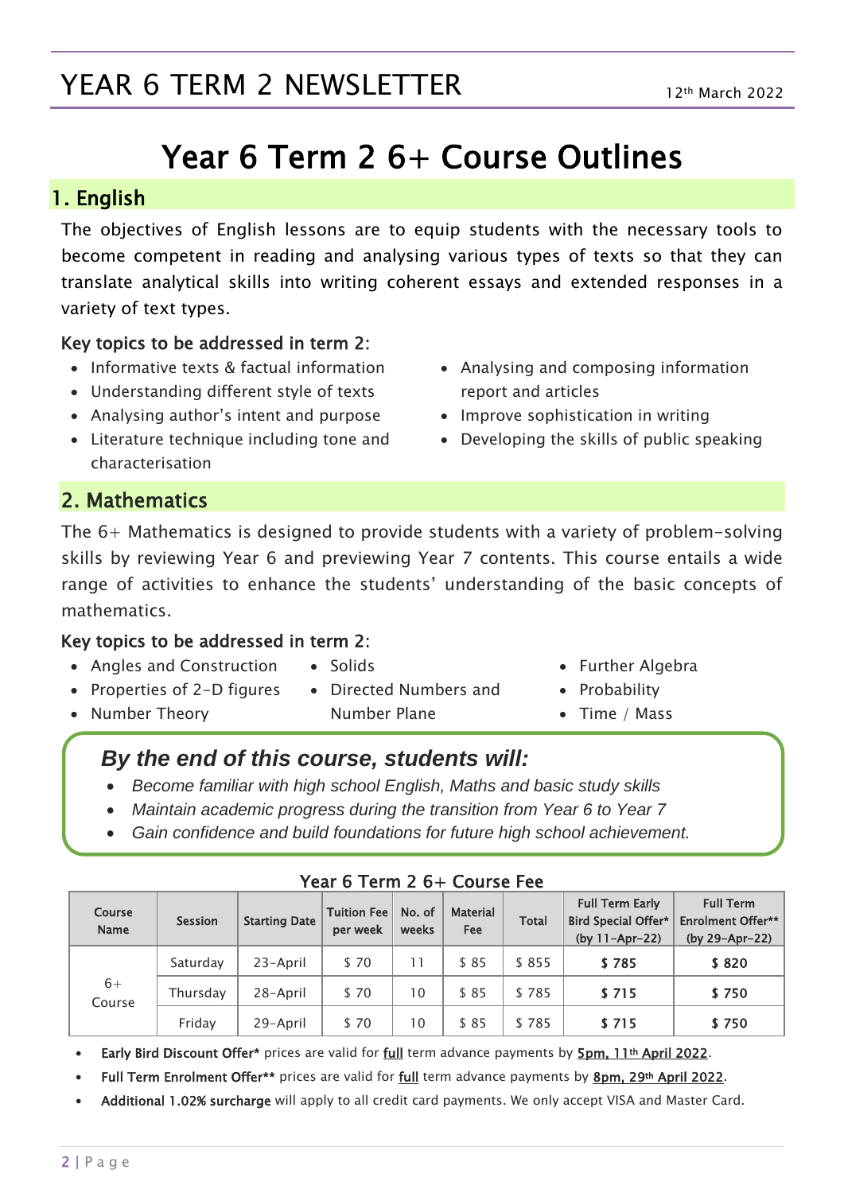# Year 6 Term 2 6+ Course Outlines

## 1. English

The objectives of English lessons are to equip students with the necessary tools to become competent in reading and analysing various types of texts so that they can translate analytical skills into writing coherent essays and extended responses in a variety of text types.

### Key topics to be addressed in term 2:

- Informative texts & factual information
- Understanding different style of texts
- Analysing author's intent and purpose
- Literature technique including tone and characterisation
- Analysing and composing information report and articles
- Improve sophistication in writing
- Developing the skills of public speaking

## 2. Mathematics

The 6+ Mathematics is designed to provide students with a variety of problem-solving skills by reviewing Year 6 and previewing Year 7 contents. This course entails a wide range of activities to enhance the students' understanding of the basic concepts of mathematics.

### Key topics to be addressed in term 2:

- Angles and Construction
- Properties of 2-D figures
- Number Theory
- Solids
- Directed Numbers and Number Plane
- Further Algebra
- Probability
- Time / Mass

***By the end of this course, students will:***

- *Become familiar with high school English, Maths and basic study skills*
- *Maintain academic progress during the transition from Year 6 to Year 7*
- *Gain confidence and build foundations for future high school achievement.*

**Year 6 Term 2 6+ Course Fee**

| Course Name | Session | Starting Date | Tuition Fee per week | No. of weeks | Material Fee | Total | Full Term Early Bird Special Offer* (by 11-Apr-22) | Full Term Enrolment Offer** (by 29-Apr-22) |
|---|---|---|---|---|---|---|---|---|
| 6+ Course | Saturday | 23-April | $ 70 | 11 | $ 85 | $ 855 | **$ 785** | **$ 820** |
| | Thursday | 28-April | $ 70 | 10 | $ 85 | $ 785 | **$ 715** | **$ 750** |
| | Friday | 29-April | $ 70 | 10 | $ 85 | $ 785 | **$ 715** | **$ 750** |

- **Early Bird Discount Offer*** prices are valid for full term advance payments by **5pm, 11th April 2022**.
- **Full Term Enrolment Offer**** prices are valid for full term advance payments by **8pm, 29th April 2022**.
- **Additional 1.02% surcharge** will apply to all credit card payments. We only accept VISA and Master Card.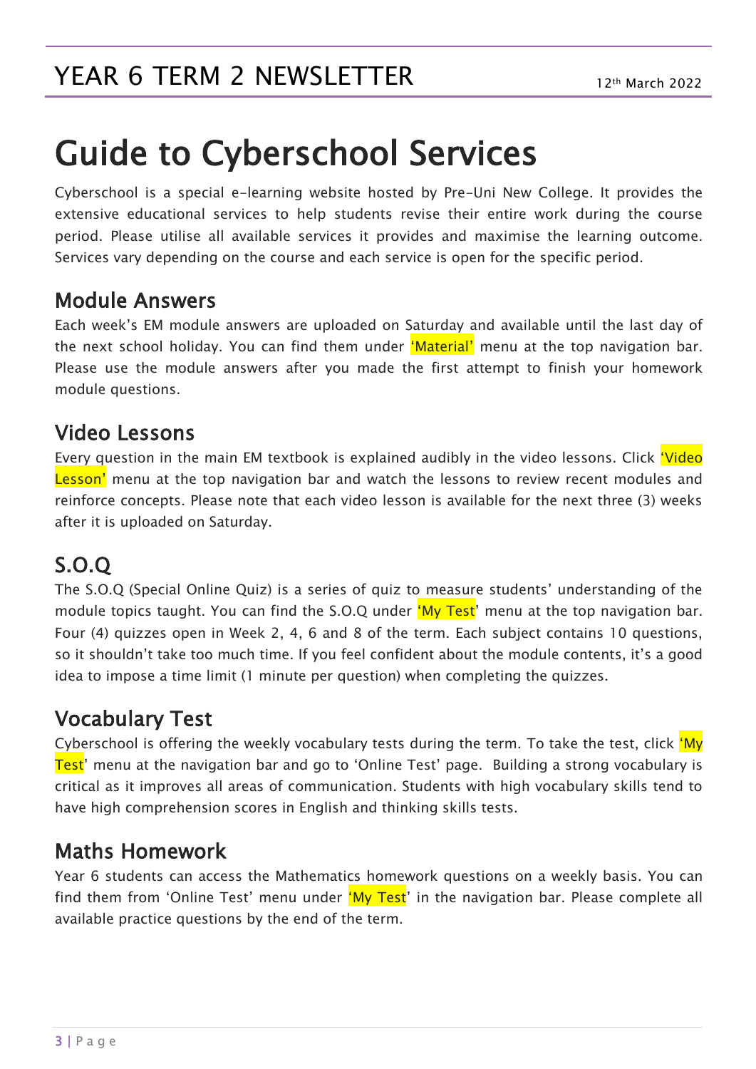# YEAR 6 TERM 2 NEWSLETTER

12th March 2022

# Guide to Cyberschool Services

Cyberschool is a special e-learning website hosted by Pre-Uni New College. It provides the extensive educational services to help students revise their entire work during the course period. Please utilise all available services it provides and maximise the learning outcome. Services vary depending on the course and each service is open for the specific period.

## Module Answers

Each week's EM module answers are uploaded on Saturday and available until the last day of the next school holiday. You can find them under 'Material' menu at the top navigation bar. Please use the module answers after you made the first attempt to finish your homework module questions.

## Video Lessons

Every question in the main EM textbook is explained audibly in the video lessons. Click 'Video Lesson' menu at the top navigation bar and watch the lessons to review recent modules and reinforce concepts. Please note that each video lesson is available for the next three (3) weeks after it is uploaded on Saturday.

## S.O.Q

The S.O.Q (Special Online Quiz) is a series of quiz to measure students' understanding of the module topics taught. You can find the S.O.Q under 'My Test' menu at the top navigation bar. Four (4) quizzes open in Week 2, 4, 6 and 8 of the term. Each subject contains 10 questions, so it shouldn't take too much time. If you feel confident about the module contents, it's a good idea to impose a time limit (1 minute per question) when completing the quizzes.

## Vocabulary Test

Cyberschool is offering the weekly vocabulary tests during the term. To take the test, click 'My Test' menu at the navigation bar and go to 'Online Test' page. Building a strong vocabulary is critical as it improves all areas of communication. Students with high vocabulary skills tend to have high comprehension scores in English and thinking skills tests.

## Maths Homework

Year 6 students can access the Mathematics homework questions on a weekly basis. You can find them from 'Online Test' menu under 'My Test' in the navigation bar. Please complete all available practice questions by the end of the term.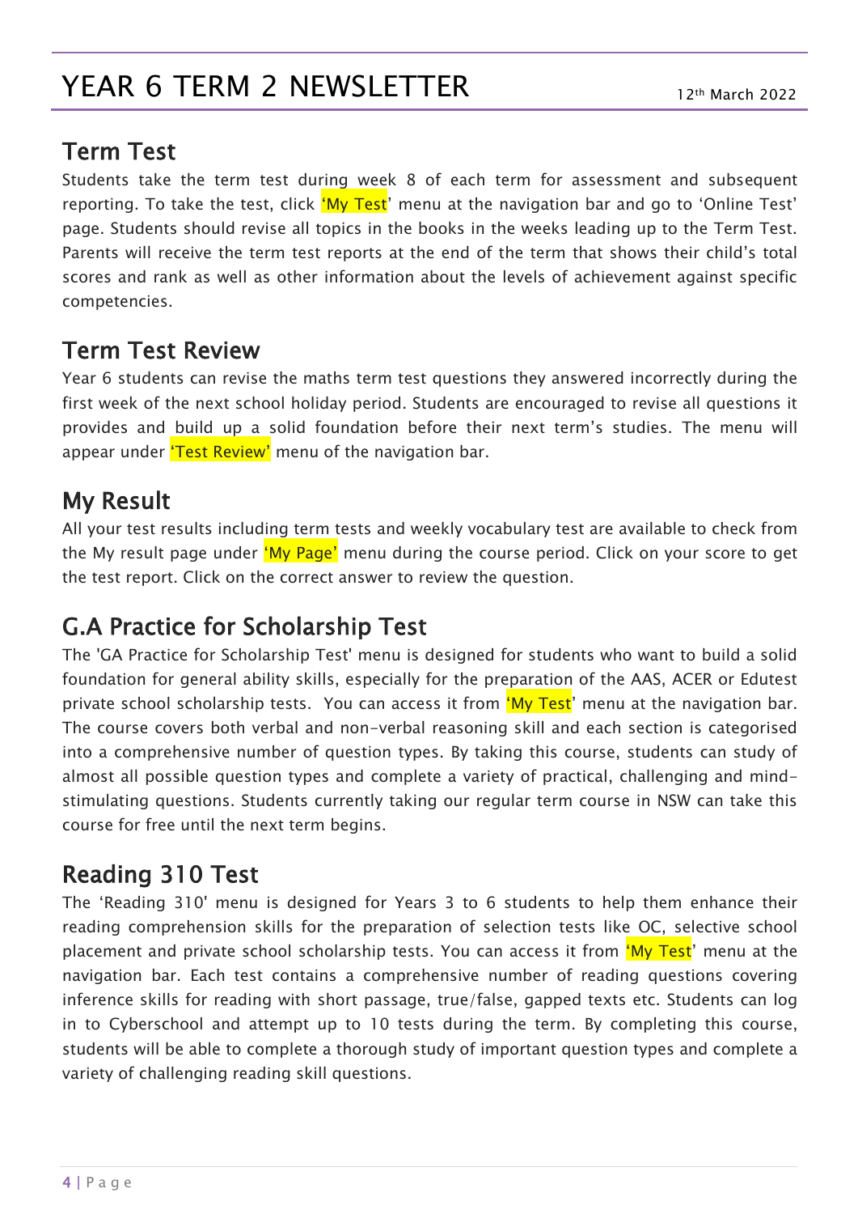# YEAR 6 TERM 2 NEWSLETTER

12th March 2022

## Term Test

Students take the term test during week 8 of each term for assessment and subsequent reporting. To take the test, click 'My Test' menu at the navigation bar and go to 'Online Test' page. Students should revise all topics in the books in the weeks leading up to the Term Test. Parents will receive the term test reports at the end of the term that shows their child's total scores and rank as well as other information about the levels of achievement against specific competencies.

## Term Test Review

Year 6 students can revise the maths term test questions they answered incorrectly during the first week of the next school holiday period. Students are encouraged to revise all questions it provides and build up a solid foundation before their next term's studies. The menu will appear under 'Test Review' menu of the navigation bar.

## My Result

All your test results including term tests and weekly vocabulary test are available to check from the My result page under 'My Page' menu during the course period. Click on your score to get the test report. Click on the correct answer to review the question.

## G.A Practice for Scholarship Test

The 'GA Practice for Scholarship Test' menu is designed for students who want to build a solid foundation for general ability skills, especially for the preparation of the AAS, ACER or Edutest private school scholarship tests. You can access it from 'My Test' menu at the navigation bar. The course covers both verbal and non-verbal reasoning skill and each section is categorised into a comprehensive number of question types. By taking this course, students can study of almost all possible question types and complete a variety of practical, challenging and mind-stimulating questions. Students currently taking our regular term course in NSW can take this course for free until the next term begins.

## Reading 310 Test

The 'Reading 310' menu is designed for Years 3 to 6 students to help them enhance their reading comprehension skills for the preparation of selection tests like OC, selective school placement and private school scholarship tests. You can access it from 'My Test' menu at the navigation bar. Each test contains a comprehensive number of reading questions covering inference skills for reading with short passage, true/false, gapped texts etc. Students can log in to Cyberschool and attempt up to 10 tests during the term. By completing this course, students will be able to complete a thorough study of important question types and complete a variety of challenging reading skill questions.